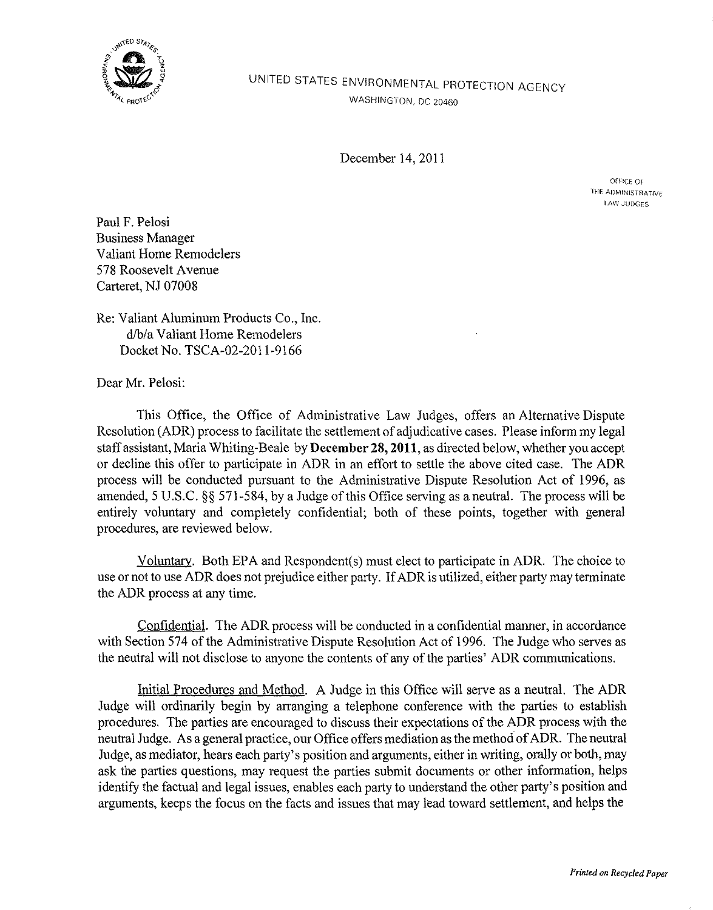UNITED STATES ENVIRONMENTAL PROTECTION AGENCY
WASHINGTON, DC 20460

December 14, 2011

OFFICE OF
THE ADMINISTRATIVE
LAW JUDGES

Paul F. Pelosi
Business Manager
Valiant Home Remodelers
578 Roosevelt Avenue
Carteret, NJ 07008

Re: Valiant Aluminum Products Co., Inc.
d/b/a Valiant Home Remodelers
Docket No. TSCA-02-2011-9166

Dear Mr. Pelosi:

This Office, the Office of Administrative Law Judges, offers an Alternative Dispute Resolution (ADR) process to facilitate the settlement of adjudicative cases. Please inform my legal staff assistant, Maria Whiting-Beale by **December 28, 2011**, as directed below, whether you accept or decline this offer to participate in ADR in an effort to settle the above cited case. The ADR process will be conducted pursuant to the Administrative Dispute Resolution Act of 1996, as amended, 5 U.S.C. §§ 571-584, by a Judge of this Office serving as a neutral. The process will be entirely voluntary and completely confidential; both of these points, together with general procedures, are reviewed below.

Voluntary. Both EPA and Respondent(s) must elect to participate in ADR. The choice to use or not to use ADR does not prejudice either party. If ADR is utilized, either party may terminate the ADR process at any time.

Confidential. The ADR process will be conducted in a confidential manner, in accordance with Section 574 of the Administrative Dispute Resolution Act of 1996. The Judge who serves as the neutral will not disclose to anyone the contents of any of the parties' ADR communications.

Initial Procedures and Method. A Judge in this Office will serve as a neutral. The ADR Judge will ordinarily begin by arranging a telephone conference with the parties to establish procedures. The parties are encouraged to discuss their expectations of the ADR process with the neutral Judge. As a general practice, our Office offers mediation as the method of ADR. The neutral Judge, as mediator, hears each party's position and arguments, either in writing, orally or both, may ask the parties questions, may request the parties submit documents or other information, helps identify the factual and legal issues, enables each party to understand the other party's position and arguments, keeps the focus on the facts and issues that may lead toward settlement, and helps the

*Printed on Recycled Paper*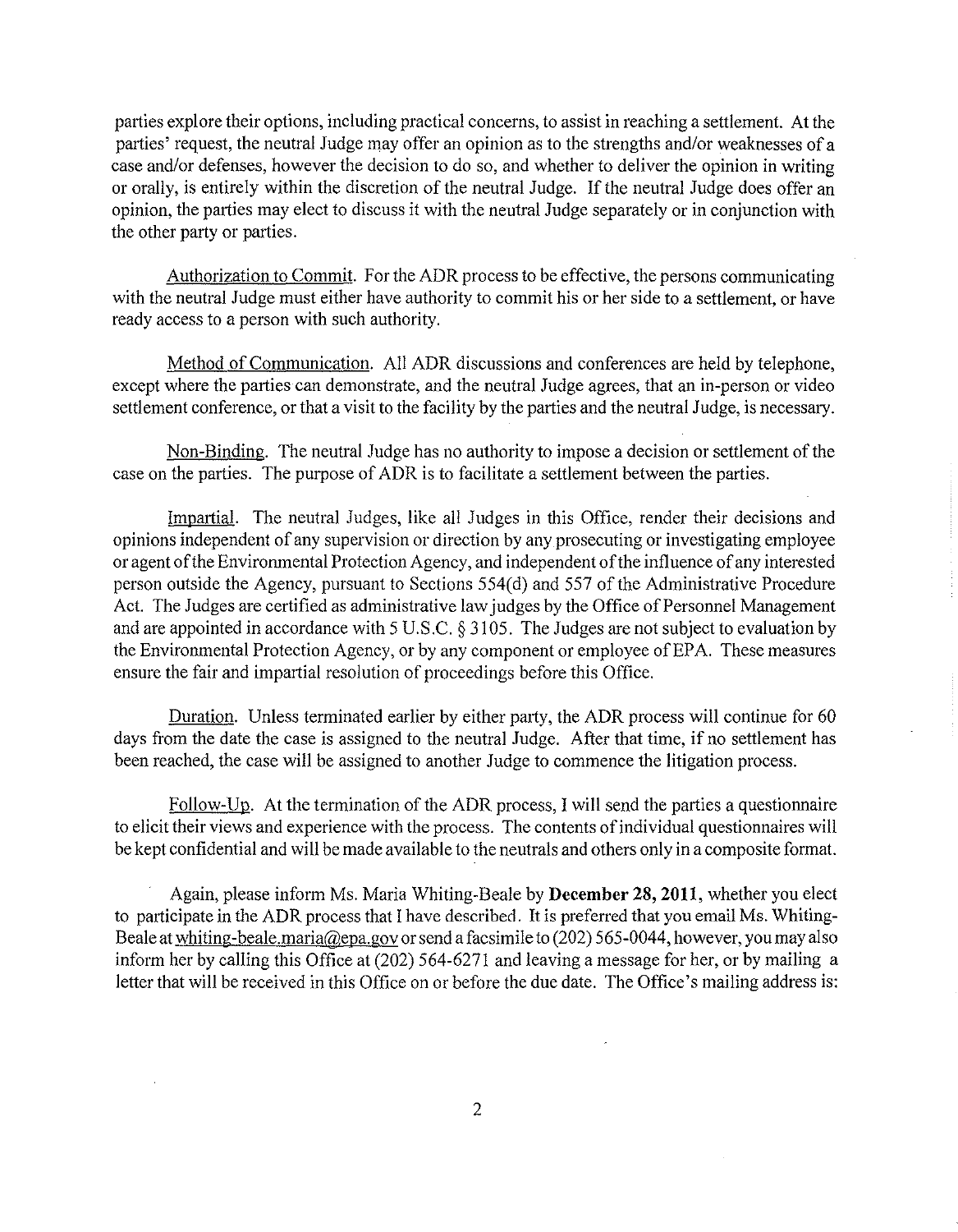parties explore their options, including practical concerns, to assist in reaching a settlement. At the parties' request, the neutral Judge may offer an opinion as to the strengths and/or weaknesses of a case and/or defenses, however the decision to do so, and whether to deliver the opinion in writing or orally, is entirely within the discretion of the neutral Judge. If the neutral Judge does offer an opinion, the parties may elect to discuss it with the neutral Judge separately or in conjunction with the other party or parties.

Authorization to Commit. For the ADR process to be effective, the persons communicating with the neutral Judge must either have authority to commit his or her side to a settlement, or have ready access to a person with such authority.

Method of Communication. All ADR discussions and conferences are held by telephone, except where the parties can demonstrate, and the neutral Judge agrees, that an in-person or video settlement conference, or that a visit to the facility by the parties and the neutral Judge, is necessary.

Non-Binding. The neutral Judge has no authority to impose a decision or settlement of the case on the parties. The purpose of ADR is to facilitate a settlement between the parties.

Impartial. The neutral Judges, like all Judges in this Office, render their decisions and opinions independent of any supervision or direction by any prosecuting or investigating employee or agent of the Environmental Protection Agency, and independent of the influence of any interested person outside the Agency, pursuant to Sections 554(d) and 557 of the Administrative Procedure Act. The Judges are certified as administrative law judges by the Office of Personnel Management and are appointed in accordance with 5 U.S.C. § 3105. The Judges are not subject to evaluation by the Environmental Protection Agency, or by any component or employee of EPA. These measures ensure the fair and impartial resolution of proceedings before this Office.

Duration. Unless terminated earlier by either party, the ADR process will continue for 60 days from the date the case is assigned to the neutral Judge. After that time, if no settlement has been reached, the case will be assigned to another Judge to commence the litigation process.

Follow-Up. At the termination of the ADR process, I will send the parties a questionnaire to elicit their views and experience with the process. The contents of individual questionnaires will be kept confidential and will be made available to the neutrals and others only in a composite format.

Again, please inform Ms. Maria Whiting-Beale by **December 28, 2011**, whether you elect to participate in the ADR process that I have described. It is preferred that you email Ms. Whiting-Beale at whiting-beale.maria@epa.gov or send a facsimile to (202) 565-0044, however, you may also inform her by calling this Office at (202) 564-6271 and leaving a message for her, or by mailing a letter that will be received in this Office on or before the due date. The Office's mailing address is: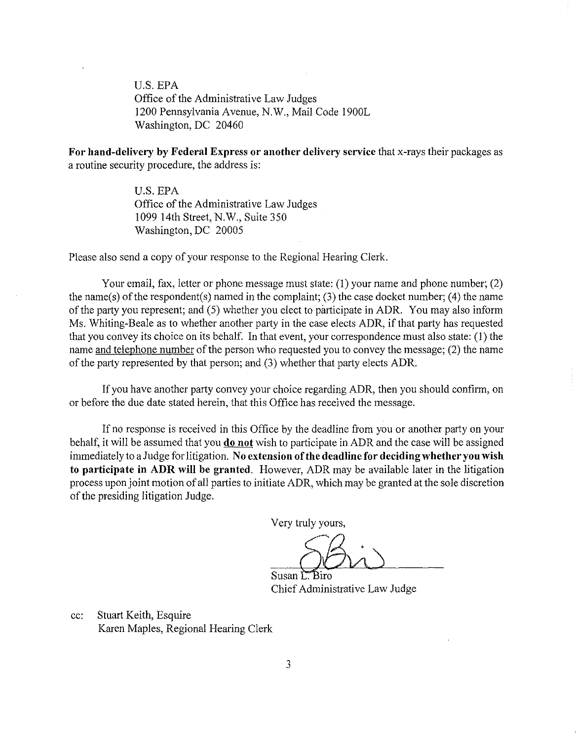U.S. EPA
Office of the Administrative Law Judges
1200 Pennsylvania Avenue, N.W., Mail Code 1900L
Washington, DC 20460

**For hand-delivery by Federal Express or another delivery service** that x-rays their packages as a routine security procedure, the address is:

U.S. EPA
Office of the Administrative Law Judges
1099 14th Street, N.W., Suite 350
Washington, DC 20005

Please also send a copy of your response to the Regional Hearing Clerk.

Your email, fax, letter or phone message must state: (1) your name and phone number; (2) the name(s) of the respondent(s) named in the complaint; (3) the case docket number; (4) the name of the party you represent; and (5) whether you elect to participate in ADR. You may also inform Ms. Whiting-Beale as to whether another party in the case elects ADR, if that party has requested that you convey its choice on its behalf. In that event, your correspondence must also state: (1) the name and telephone number of the person who requested you to convey the message; (2) the name of the party represented by that person; and (3) whether that party elects ADR.

If you have another party convey your choice regarding ADR, then you should confirm, on or before the due date stated herein, that this Office has received the message.

If no response is received in this Office by the deadline from you or another party on your behalf, it will be assumed that you **do not** wish to participate in ADR and the case will be assigned immediately to a Judge for litigation. **No extension of the deadline for deciding whether you wish to participate in ADR will be granted**. However, ADR may be available later in the litigation process upon joint motion of all parties to initiate ADR, which may be granted at the sole discretion of the presiding litigation Judge.

Very truly yours,

Susan L. Biro
Chief Administrative Law Judge

cc: Stuart Keith, Esquire
Karen Maples, Regional Hearing Clerk